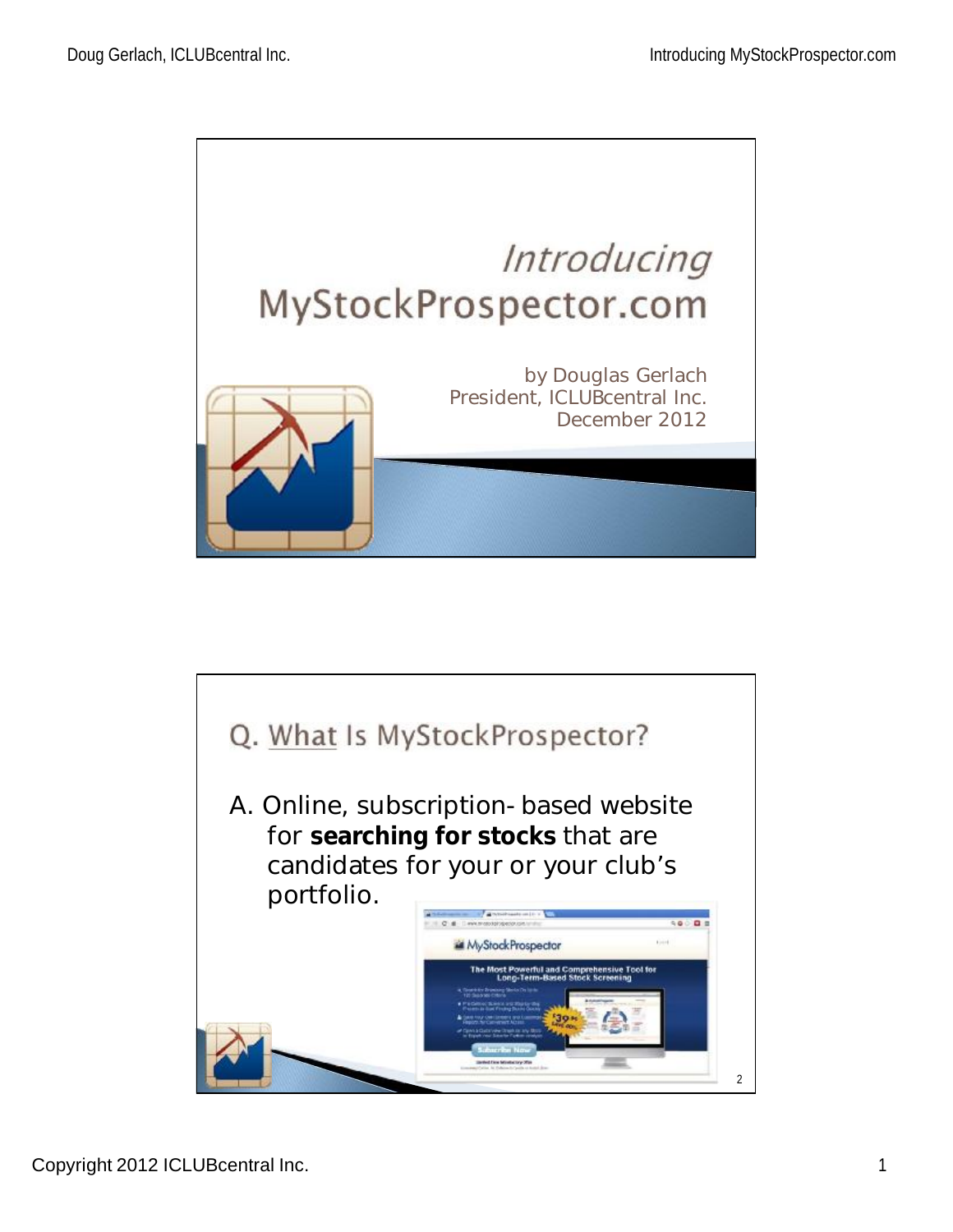# *Introducing* MyStockProspector.com

by Douglas Gerlach
President, ICLUBcentral Inc.
December 2012

## Q. What Is MyStockProspector?

A. Online, subscription-based website for **searching for stocks** that are candidates for your or your club's portfolio.

Copyright 2012 ICLUBcentral Inc.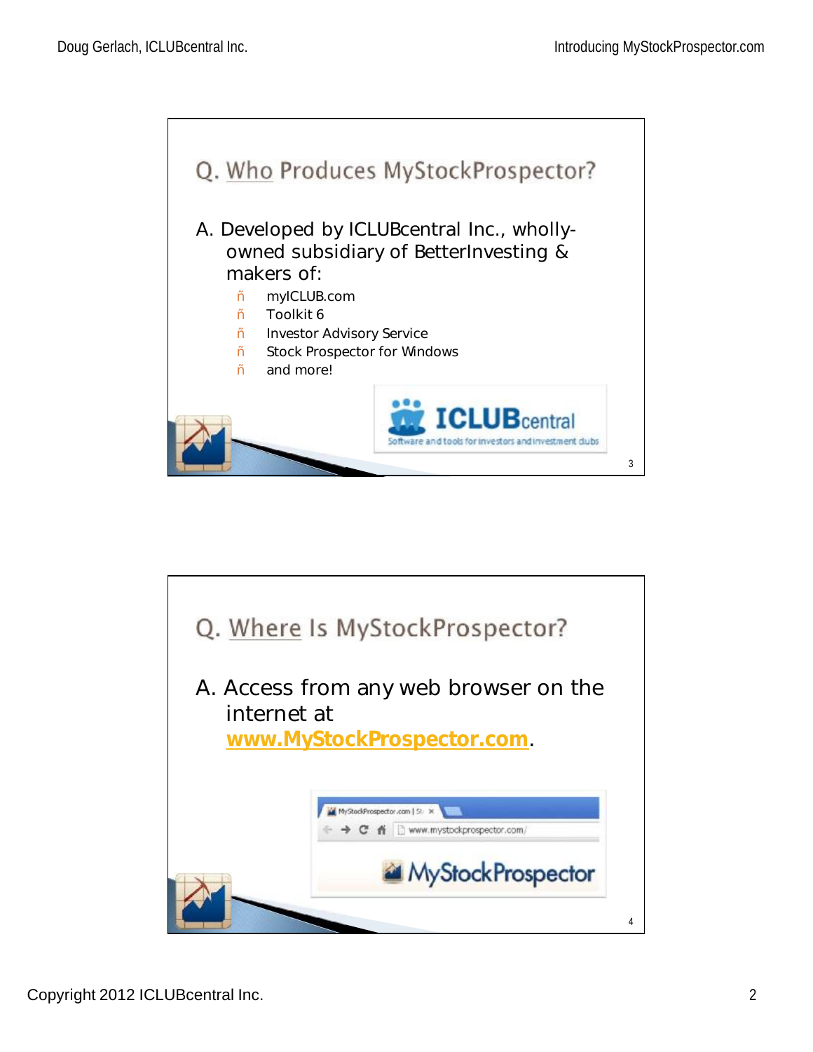## Q. Who Produces MyStockProspector?

A. Developed by ICLUBcentral Inc., wholly-owned subsidiary of BetterInvesting & makers of:

- myICLUB.com
- Toolkit 6
- Investor Advisory Service
- Stock Prospector for Windows
- and more!

ICLUBcentral

Software and tools for investors and investment clubs

## Q. Where Is MyStockProspector?

A. Access from any web browser on the internet at **www.MyStockProspector.com**.

MyStockProspector

Copyright 2012 ICLUBcentral Inc.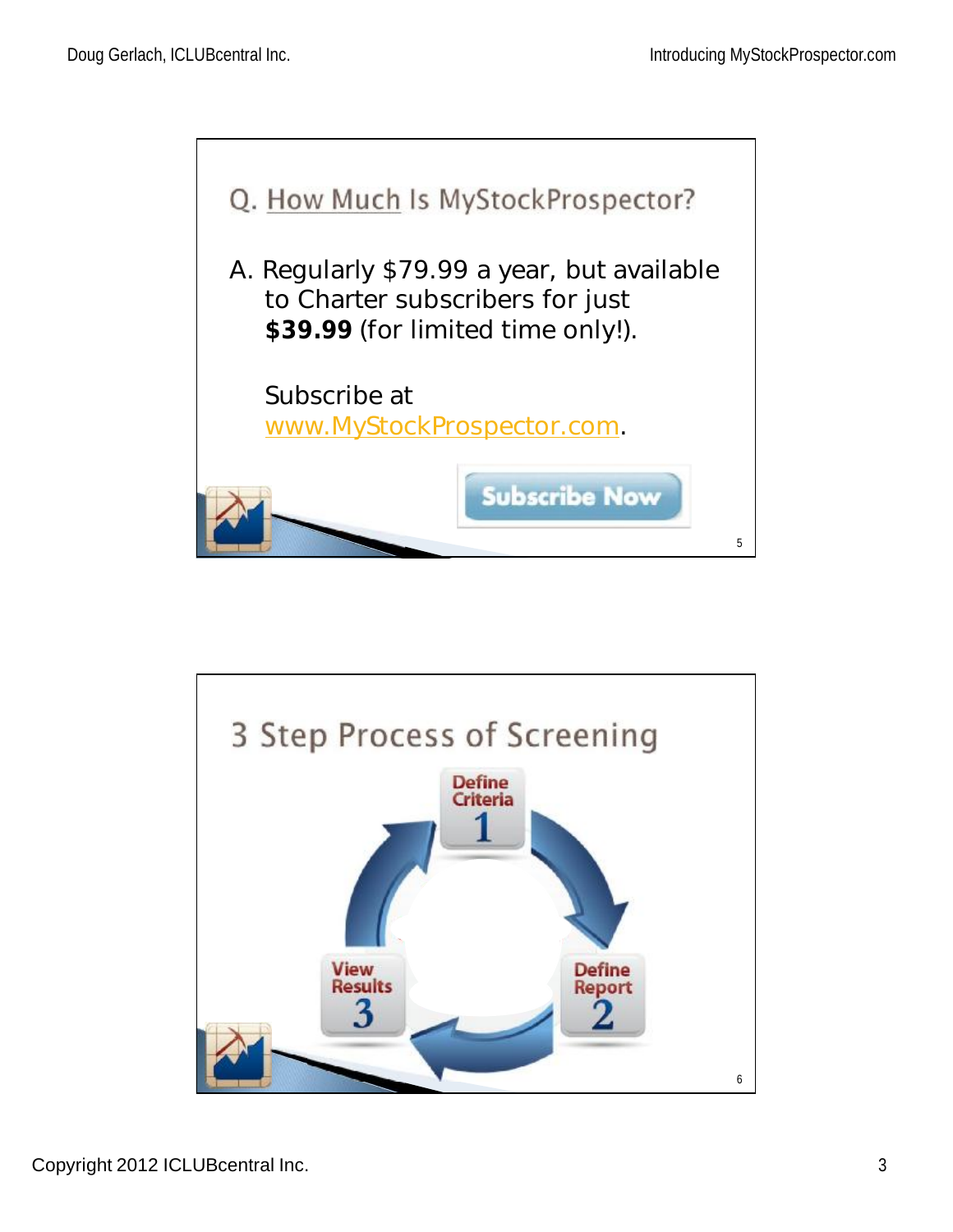## Q. How Much Is MyStockProspector?

A. Regularly $79.99 a year, but available to Charter subscribers for just **$39.99** (for limited time only!).

Subscribe at www.MyStockProspector.com.

Subscribe Now

## 3 Step Process of Screening

1. Define Criteria
2. Define Report
3. View Results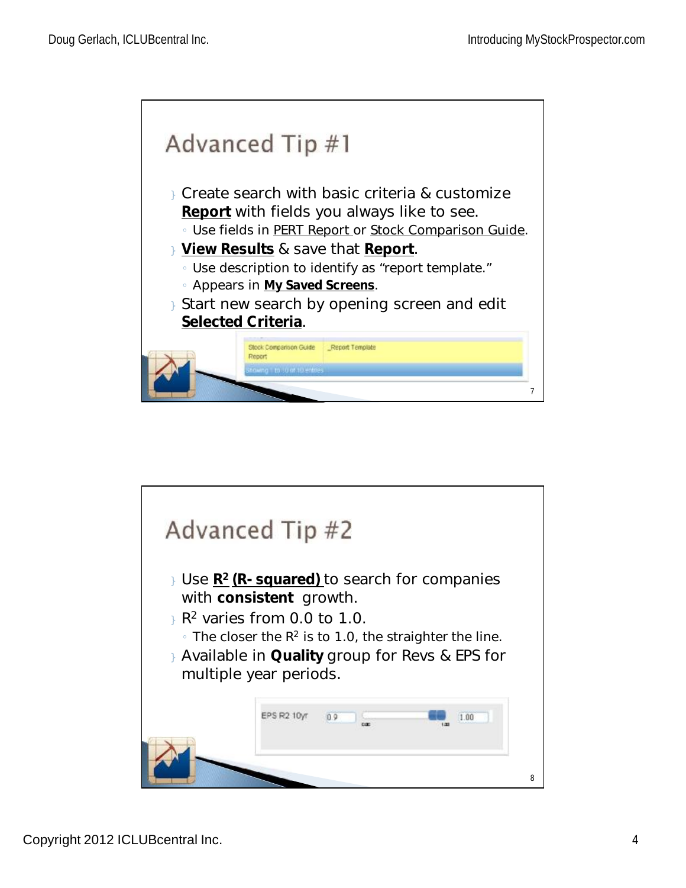## Advanced Tip #1

- Create search with basic criteria & customize **Report** with fields you always like to see.
  - Use fields in PERT Report or Stock Comparison Guide.
- **View Results** & save that **Report**.
  - Use description to identify as "report template."
  - Appears in **My Saved Screens**.
- Start new search by opening screen and edit **Selected Criteria**.

| Stock Comparison Guide Report | _Report Template |
|---|---|

Showing 1 to 10 of 10 entries

## Advanced Tip #2

- Use **$R^2$ (R- squared)** to search for companies with **consistent** growth.
- $R^2$ varies from 0.0 to 1.0.
  - The closer the $R^2$ is to 1.0, the straighter the line.
- Available in **Quality** group for Revs & EPS for multiple year periods.

EPS R2 10yr 0.9 — 1.00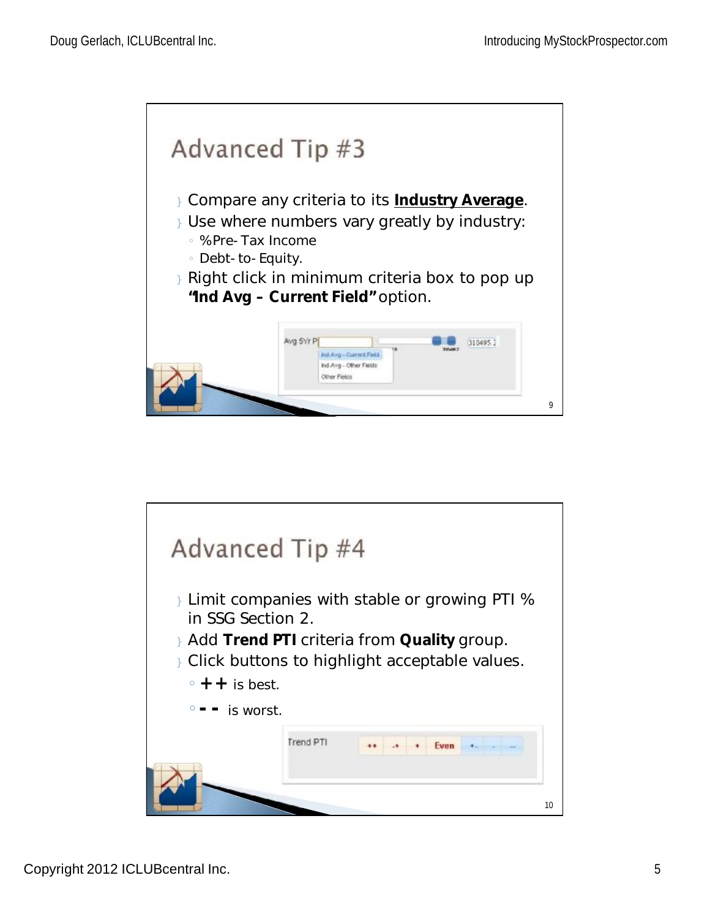## Advanced Tip #3

- Compare any criteria to its **Industry Average**.
- Use where numbers vary greatly by industry:
  - %Pre-Tax Income
  - Debt-to-Equity.
- Right click in minimum criteria box to pop up **"Ind Avg – Current Field"** option.

## Advanced Tip #4

- Limit companies with stable or growing PTI % in SSG Section 2.
- Add **Trend PTI** criteria from **Quality** group.
- Click buttons to highlight acceptable values.
  - **++** is best.
  - **--** is worst.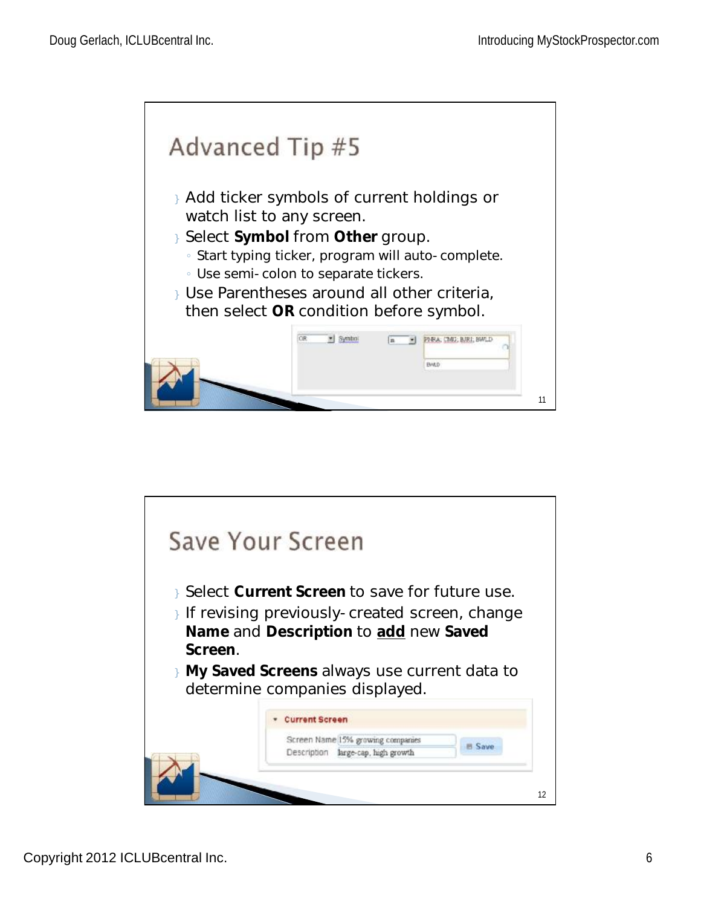## Advanced Tip #5

- Add ticker symbols of current holdings or watch list to any screen.
- Select **Symbol** from **Other** group.
  - Start typing ticker, program will auto-complete.
  - Use semi-colon to separate tickers.
- Use Parentheses around all other criteria, then select **OR** condition before symbol.

## Save Your Screen

- Select **Current Screen** to save for future use.
- If revising previously-created screen, change **Name** and **Description** to **add** new **Saved Screen**.
- **My Saved Screens** always use current data to determine companies displayed.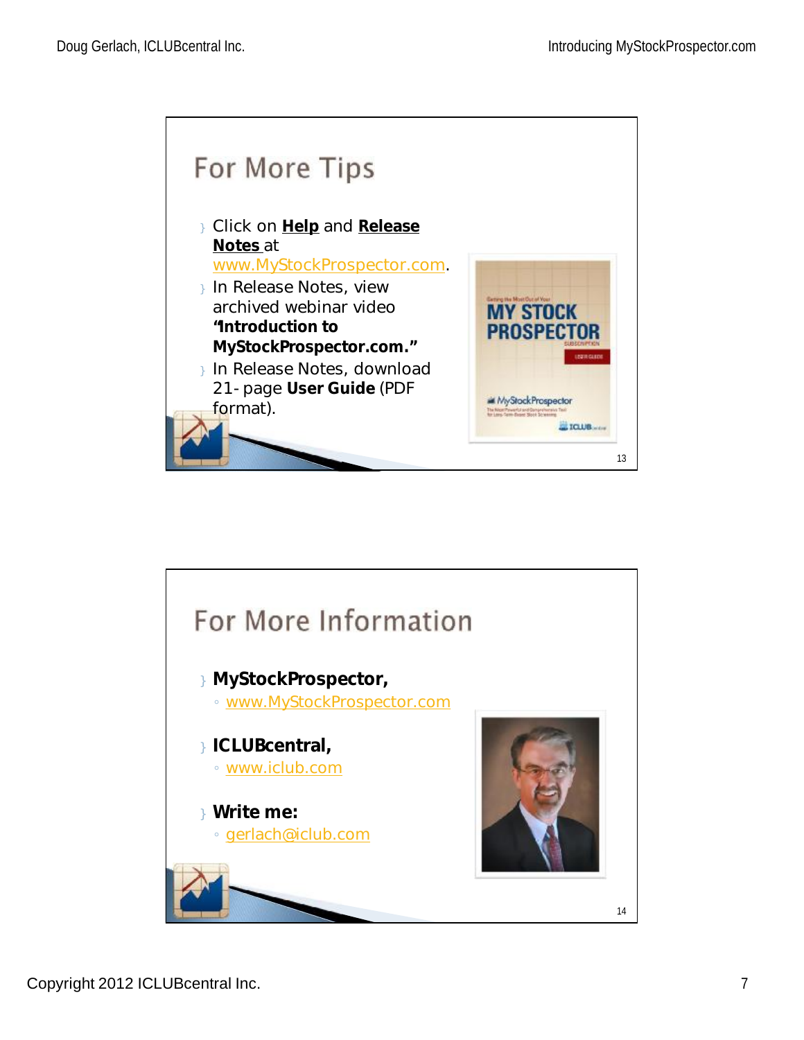## For More Tips

- Click on **Help** and **Release Notes** at www.MyStockProspector.com.
- In Release Notes, view archived webinar video **"Introduction to MyStockProspector.com."**
- In Release Notes, download 21-page **User Guide** (PDF format).

## For More Information

- **MyStockProspector,**
  - www.MyStockProspector.com
- **ICLUBcentral,**
  - www.iclub.com
- **Write me:**
  - gerlach@iclub.com

Copyright 2012 ICLUBcentral Inc.